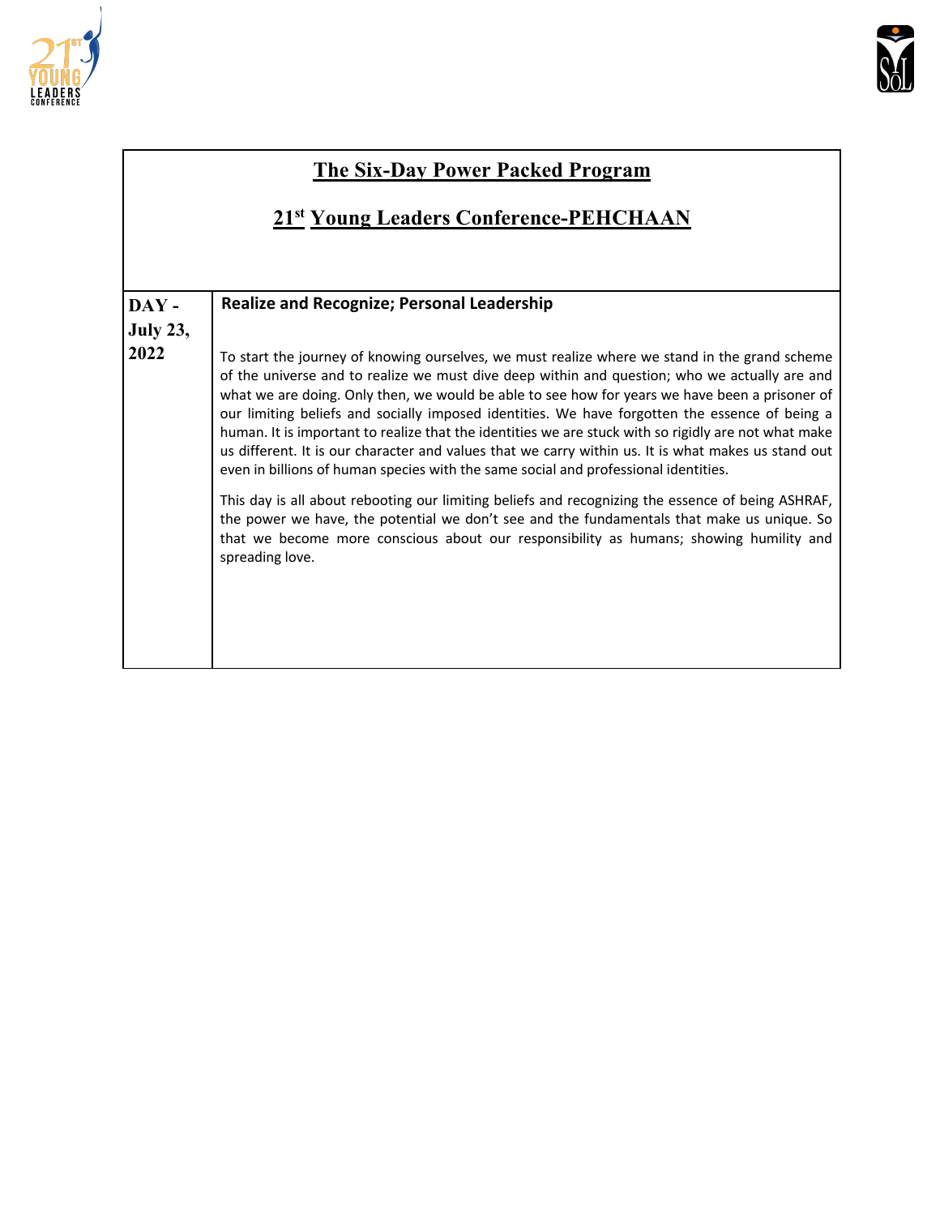# The Six-Day Power Packed Program

## 21st Young Leaders Conference-PEHCHAAN

| DAY - July 23, 2022 | **Realize and Recognize; Personal Leadership**<br><br>To start the journey of knowing ourselves, we must realize where we stand in the grand scheme of the universe and to realize we must dive deep within and question; who we actually are and what we are doing. Only then, we would be able to see how for years we have been a prisoner of our limiting beliefs and socially imposed identities. We have forgotten the essence of being a human. It is important to realize that the identities we are stuck with so rigidly are not what make us different. It is our character and values that we carry within us. It is what makes us stand out even in billions of human species with the same social and professional identities.<br><br>This day is all about rebooting our limiting beliefs and recognizing the essence of being ASHRAF, the power we have, the potential we don't see and the fundamentals that make us unique. So that we become more conscious about our responsibility as humans; showing humility and spreading love. |
|---|---|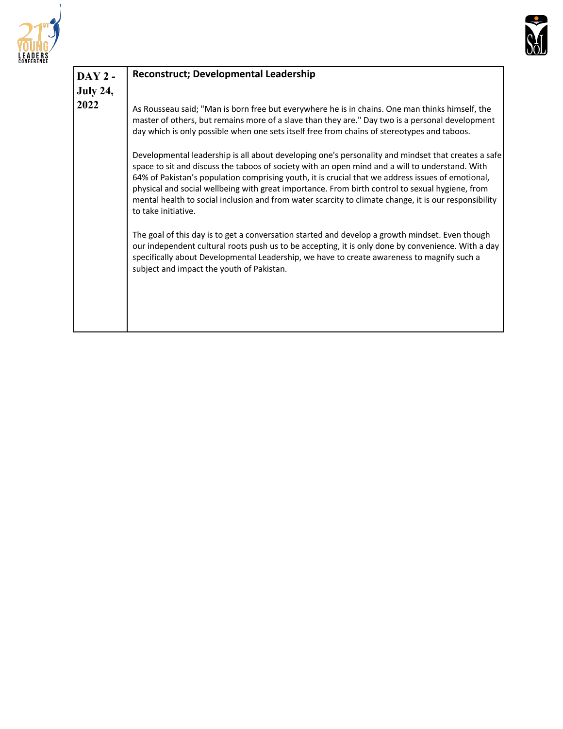| DAY 2 - July 24, 2022 | **Reconstruct; Developmental Leadership**<br><br>As Rousseau said; "Man is born free but everywhere he is in chains. One man thinks himself, the master of others, but remains more of a slave than they are." Day two is a personal development day which is only possible when one sets itself free from chains of stereotypes and taboos.<br><br>Developmental leadership is all about developing one's personality and mindset that creates a safe space to sit and discuss the taboos of society with an open mind and a will to understand. With 64% of Pakistan's population comprising youth, it is crucial that we address issues of emotional, physical and social wellbeing with great importance. From birth control to sexual hygiene, from mental health to social inclusion and from water scarcity to climate change, it is our responsibility to take initiative.<br><br>The goal of this day is to get a conversation started and develop a growth mindset. Even though our independent cultural roots push us to be accepting, it is only done by convenience. With a day specifically about Developmental Leadership, we have to create awareness to magnify such a subject and impact the youth of Pakistan. |
|---|---|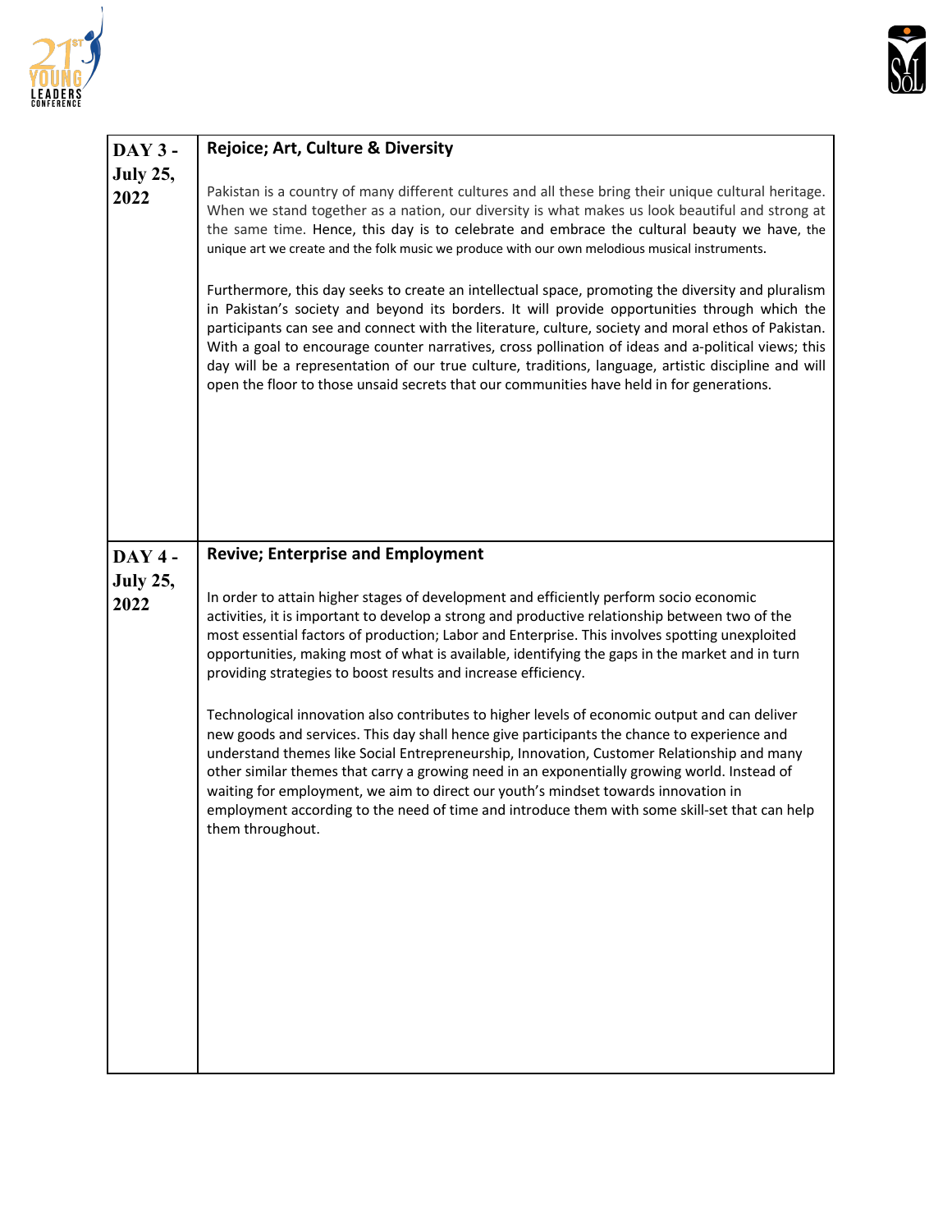| DAY 3 - July 25, 2022 | **Rejoice; Art, Culture & Diversity**<br><br>Pakistan is a country of many different cultures and all these bring their unique cultural heritage. When we stand together as a nation, our diversity is what makes us look beautiful and strong at the same time. Hence, this day is to celebrate and embrace the cultural beauty we have, the unique art we create and the folk music we produce with our own melodious musical instruments.<br><br>Furthermore, this day seeks to create an intellectual space, promoting the diversity and pluralism in Pakistan's society and beyond its borders. It will provide opportunities through which the participants can see and connect with the literature, culture, society and moral ethos of Pakistan. With a goal to encourage counter narratives, cross pollination of ideas and a-political views; this day will be a representation of our true culture, traditions, language, artistic discipline and will open the floor to those unsaid secrets that our communities have held in for generations. |
|---|---|
| DAY 4 - July 25, 2022 | **Revive; Enterprise and Employment**<br><br>In order to attain higher stages of development and efficiently perform socio economic activities, it is important to develop a strong and productive relationship between two of the most essential factors of production; Labor and Enterprise. This involves spotting unexploited opportunities, making most of what is available, identifying the gaps in the market and in turn providing strategies to boost results and increase efficiency.<br><br>Technological innovation also contributes to higher levels of economic output and can deliver new goods and services. This day shall hence give participants the chance to experience and understand themes like Social Entrepreneurship, Innovation, Customer Relationship and many other similar themes that carry a growing need in an exponentially growing world. Instead of waiting for employment, we aim to direct our youth's mindset towards innovation in employment according to the need of time and introduce them with some skill-set that can help them throughout. |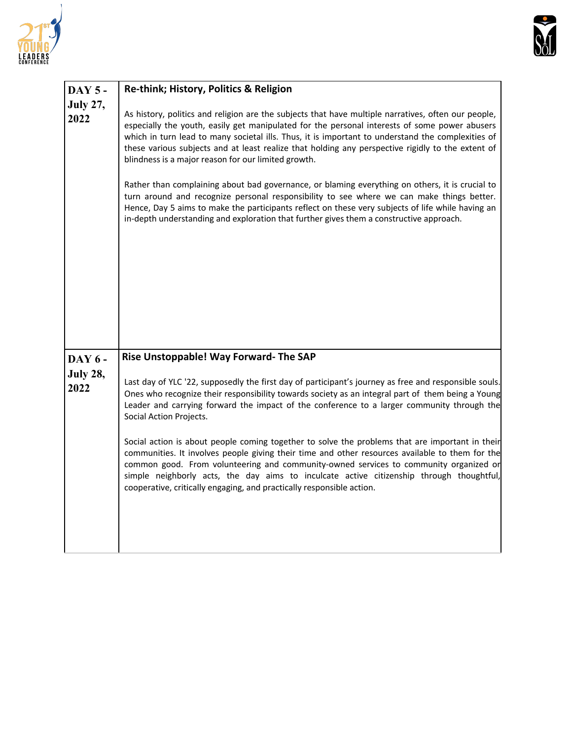| DAY | Session |
|---|---|
| **DAY 5 - July 27, 2022** | **Re-think; History, Politics & Religion**<br><br>As history, politics and religion are the subjects that have multiple narratives, often our people, especially the youth, easily get manipulated for the personal interests of some power abusers which in turn lead to many societal ills. Thus, it is important to understand the complexities of these various subjects and at least realize that holding any perspective rigidly to the extent of blindness is a major reason for our limited growth.<br><br>Rather than complaining about bad governance, or blaming everything on others, it is crucial to turn around and recognize personal responsibility to see where we can make things better. Hence, Day 5 aims to make the participants reflect on these very subjects of life while having an in-depth understanding and exploration that further gives them a constructive approach. |
| **DAY 6 - July 28, 2022** | **Rise Unstoppable! Way Forward- The SAP**<br><br>Last day of YLC '22, supposedly the first day of participant's journey as free and responsible souls. Ones who recognize their responsibility towards society as an integral part of them being a Young Leader and carrying forward the impact of the conference to a larger community through the Social Action Projects.<br><br>Social action is about people coming together to solve the problems that are important in their communities. It involves people giving their time and other resources available to them for the common good. From volunteering and community-owned services to community organized or simple neighborly acts, the day aims to inculcate active citizenship through thoughtful, cooperative, critically engaging, and practically responsible action. |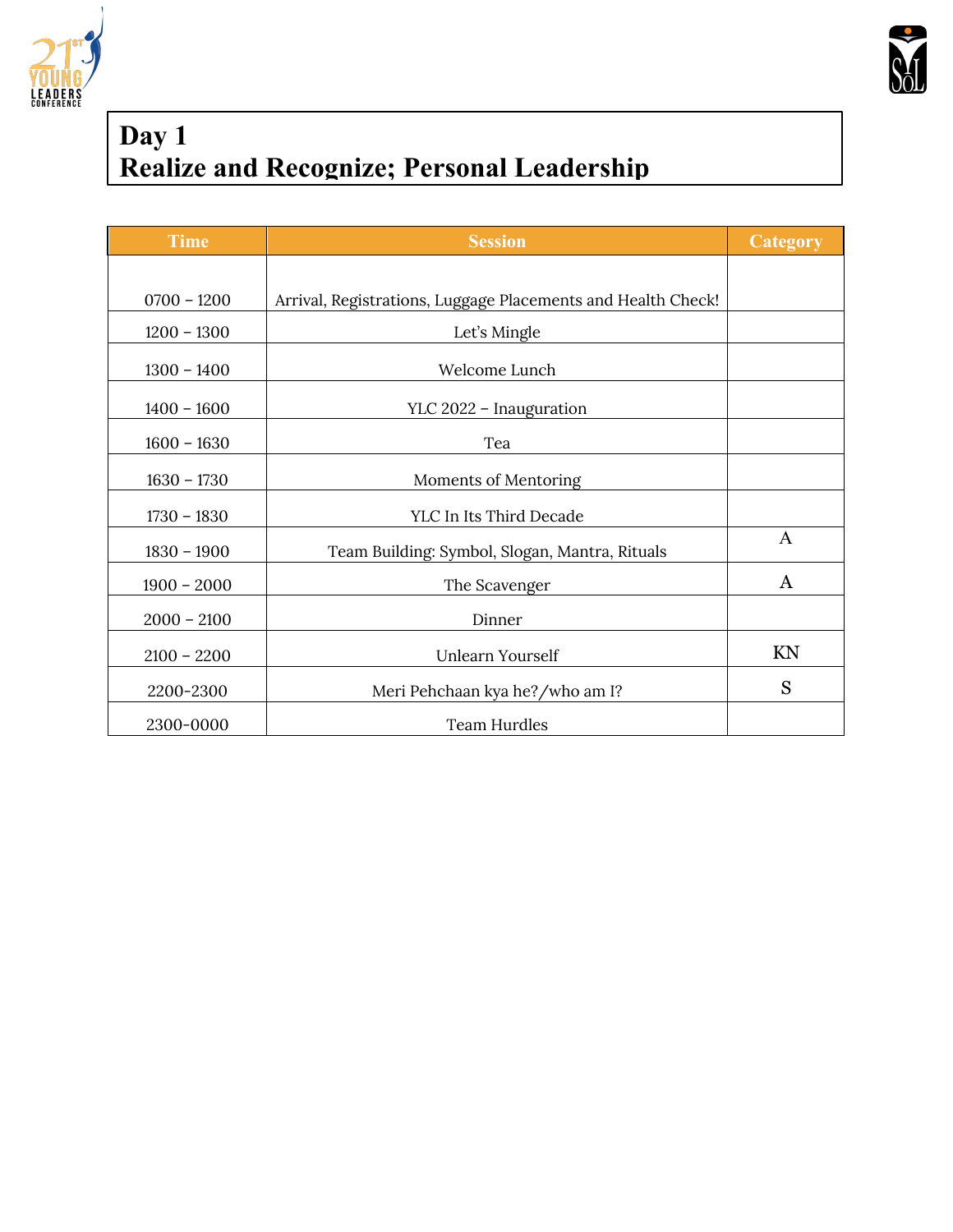# Day 1
## Realize and Recognize; Personal Leadership

| Time | Session | Category |
|---|---|---|
| 0700 – 1200 | Arrival, Registrations, Luggage Placements and Health Check! | |
| 1200 – 1300 | Let's Mingle | |
| 1300 – 1400 | Welcome Lunch | |
| 1400 – 1600 | YLC 2022 – Inauguration | |
| 1600 – 1630 | Tea | |
| 1630 – 1730 | Moments of Mentoring | |
| 1730 – 1830 | YLC In Its Third Decade | |
| 1830 – 1900 | Team Building: Symbol, Slogan, Mantra, Rituals | A |
| 1900 – 2000 | The Scavenger | A |
| 2000 – 2100 | Dinner | |
| 2100 – 2200 | Unlearn Yourself | KN |
| 2200-2300 | Meri Pehchaan kya he?/who am I? | S |
| 2300-0000 | Team Hurdles | |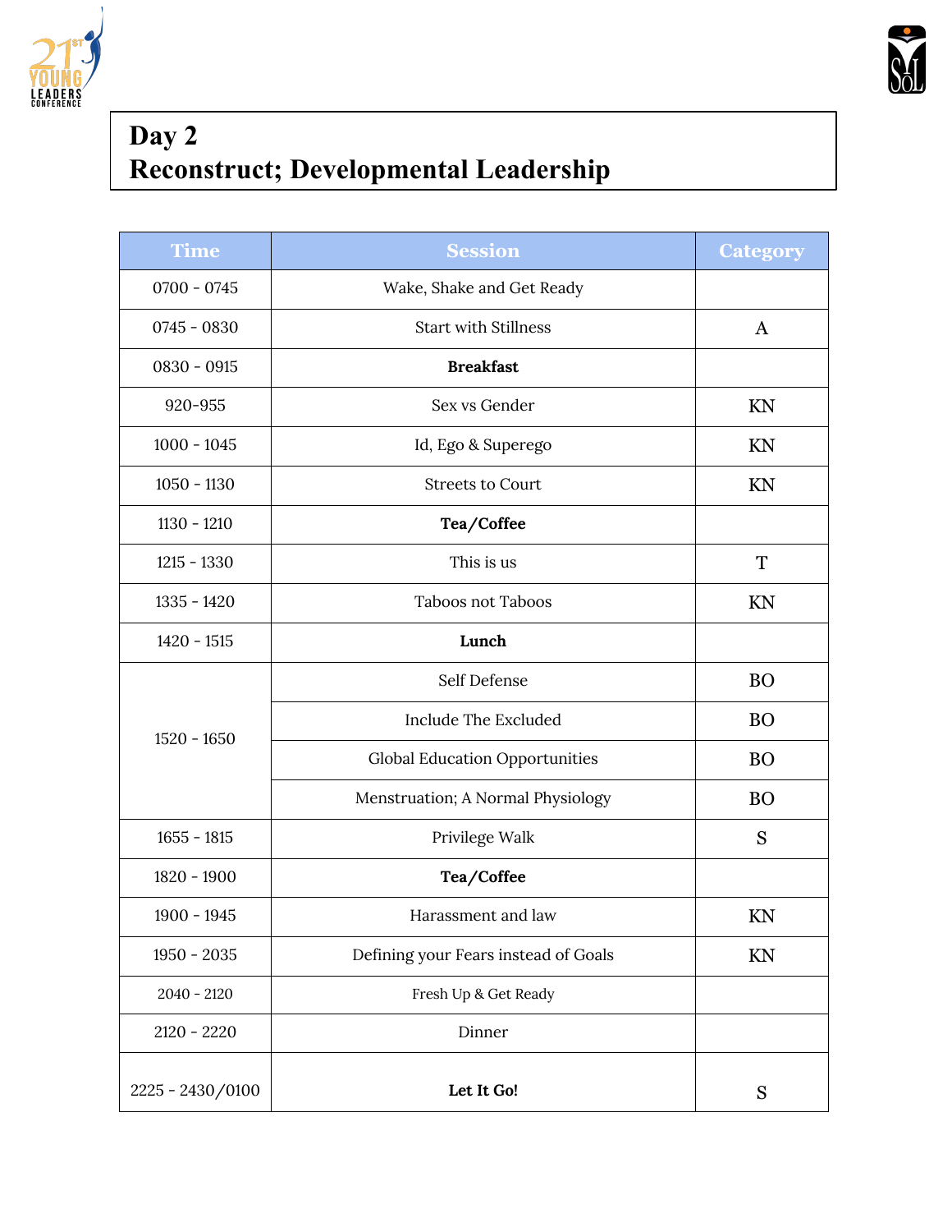# Day 2
# Reconstruct; Developmental Leadership

| Time | Session | Category |
|---|---|---|
| 0700 - 0745 | Wake, Shake and Get Ready | |
| 0745 - 0830 | Start with Stillness | A |
| 0830 - 0915 | **Breakfast** | |
| 920-955 | Sex vs Gender | KN |
| 1000 - 1045 | Id, Ego & Superego | KN |
| 1050 - 1130 | Streets to Court | KN |
| 1130 - 1210 | **Tea/Coffee** | |
| 1215 - 1330 | This is us | T |
| 1335 - 1420 | Taboos not Taboos | KN |
| 1420 - 1515 | **Lunch** | |
| 1520 - 1650 | Self Defense | BO |
| | Include The Excluded | BO |
| | Global Education Opportunities | BO |
| | Menstruation; A Normal Physiology | BO |
| 1655 - 1815 | Privilege Walk | S |
| 1820 - 1900 | **Tea/Coffee** | |
| 1900 - 1945 | Harassment and law | KN |
| 1950 - 2035 | Defining your Fears instead of Goals | KN |
| 2040 - 2120 | Fresh Up & Get Ready | |
| 2120 - 2220 | Dinner | |
| 2225 - 2430/0100 | **Let It Go!** | S |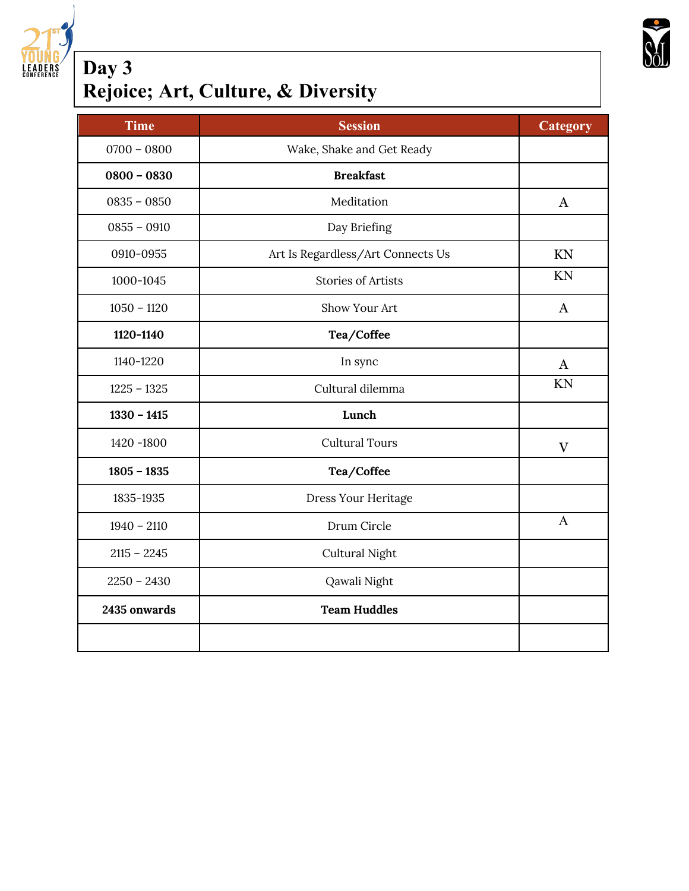# Day 3
# Rejoice; Art, Culture, & Diversity

| Time | Session | Category |
|---|---|---|
| 0700 – 0800 | Wake, Shake and Get Ready | |
| **0800 – 0830** | **Breakfast** | |
| 0835 – 0850 | Meditation | A |
| 0855 – 0910 | Day Briefing | |
| 0910-0955 | Art Is Regardless/Art Connects Us | KN |
| 1000-1045 | Stories of Artists | KN |
| 1050 – 1120 | Show Your Art | A |
| **1120-1140** | **Tea/Coffee** | |
| 1140-1220 | In sync | A |
| 1225 – 1325 | Cultural dilemma | KN |
| **1330 – 1415** | **Lunch** | |
| 1420 -1800 | Cultural Tours | V |
| **1805 – 1835** | **Tea/Coffee** | |
| 1835-1935 | Dress Your Heritage | |
| 1940 – 2110 | Drum Circle | A |
| 2115 – 2245 | Cultural Night | |
| 2250 – 2430 | Qawali Night | |
| **2435 onwards** | **Team Huddles** | |
| | | |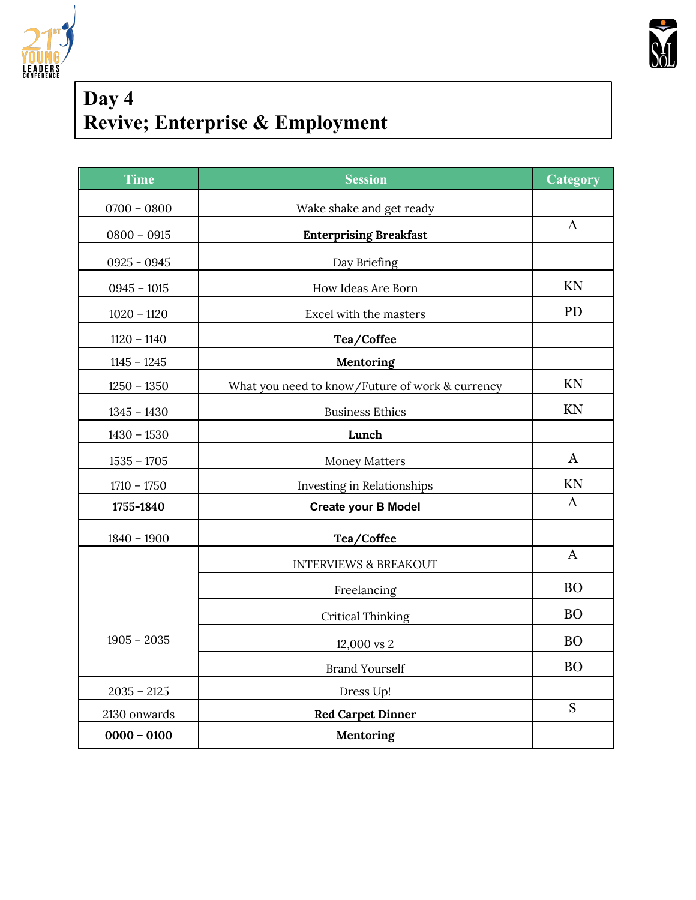# Day 4
# Revive; Enterprise & Employment

| Time | Session | Category |
|---|---|---|
| 0700 – 0800 | Wake shake and get ready | |
| 0800 – 0915 | **Enterprising Breakfast** | A |
| 0925 - 0945 | Day Briefing | |
| 0945 – 1015 | How Ideas Are Born | KN |
| 1020 – 1120 | Excel with the masters | PD |
| 1120 – 1140 | **Tea/Coffee** | |
| 1145 – 1245 | **Mentoring** | |
| 1250 – 1350 | What you need to know/Future of work & currency | KN |
| 1345 – 1430 | Business Ethics | KN |
| 1430 – 1530 | **Lunch** | |
| 1535 – 1705 | Money Matters | A |
| 1710 – 1750 | Investing in Relationships | KN |
| **1755-1840** | **Create your B Model** | A |
| 1840 – 1900 | **Tea/Coffee** | |
| 1905 – 2035 | INTERVIEWS & BREAKOUT | A |
| | Freelancing | BO |
| | Critical Thinking | BO |
| | 12,000 vs 2 | BO |
| | Brand Yourself | BO |
| 2035 – 2125 | Dress Up! | |
| 2130 onwards | **Red Carpet Dinner** | S |
| **0000 – 0100** | **Mentoring** | |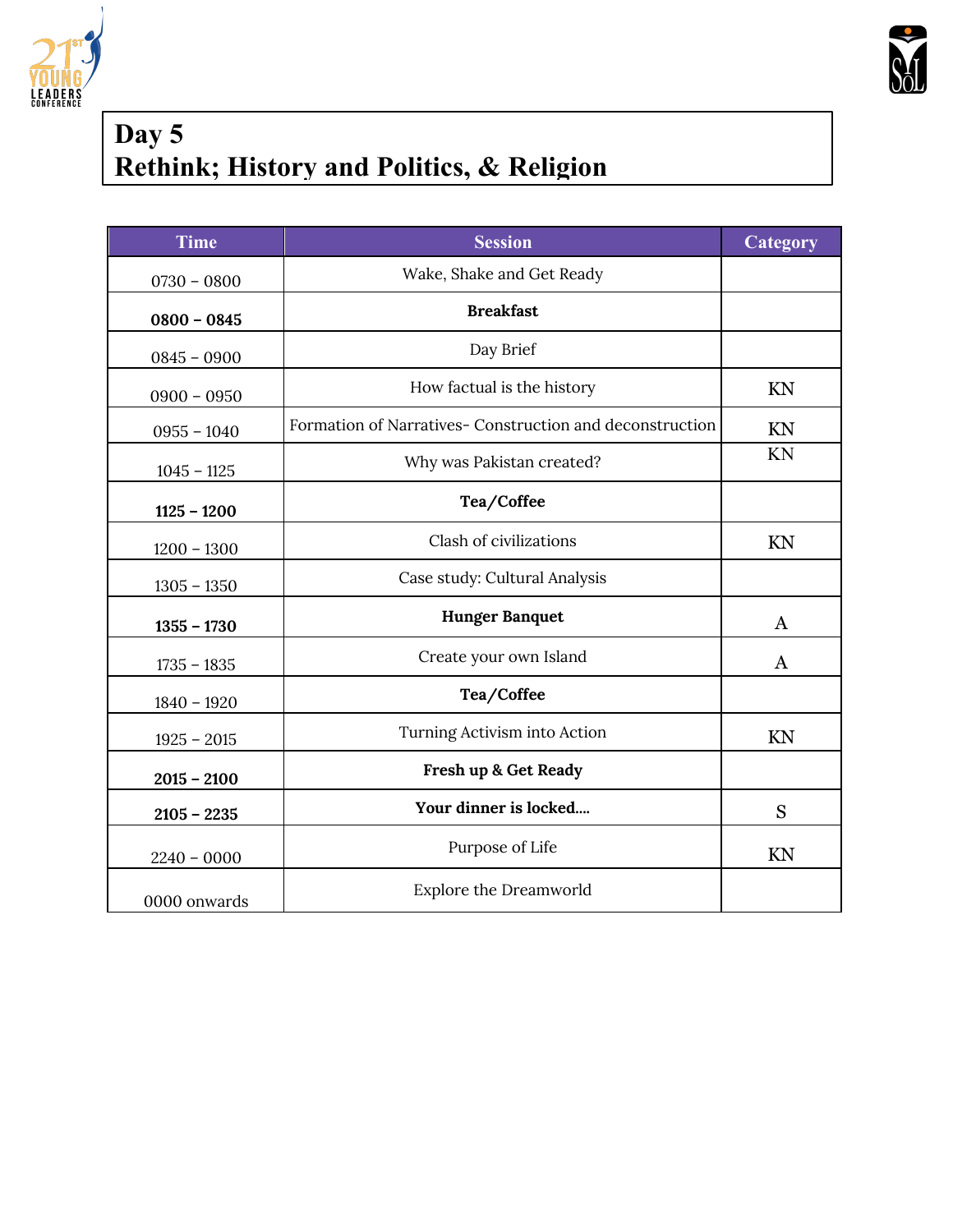# Day 5
# Rethink; History and Politics, & Religion

| Time | Session | Category |
|---|---|---|
| 0730 – 0800 | Wake, Shake and Get Ready | |
| **0800 – 0845** | **Breakfast** | |
| 0845 – 0900 | Day Brief | |
| 0900 – 0950 | How factual is the history | KN |
| 0955 – 1040 | Formation of Narratives- Construction and deconstruction | KN |
| 1045 – 1125 | Why was Pakistan created? | KN |
| **1125 – 1200** | **Tea/Coffee** | |
| 1200 – 1300 | Clash of civilizations | KN |
| 1305 – 1350 | Case study: Cultural Analysis | |
| **1355 – 1730** | **Hunger Banquet** | A |
| 1735 – 1835 | Create your own Island | A |
| 1840 – 1920 | **Tea/Coffee** | |
| 1925 – 2015 | Turning Activism into Action | KN |
| **2015 – 2100** | **Fresh up & Get Ready** | |
| **2105 – 2235** | **Your dinner is locked....** | S |
| 2240 – 0000 | Purpose of Life | KN |
| 0000 onwards | Explore the Dreamworld | |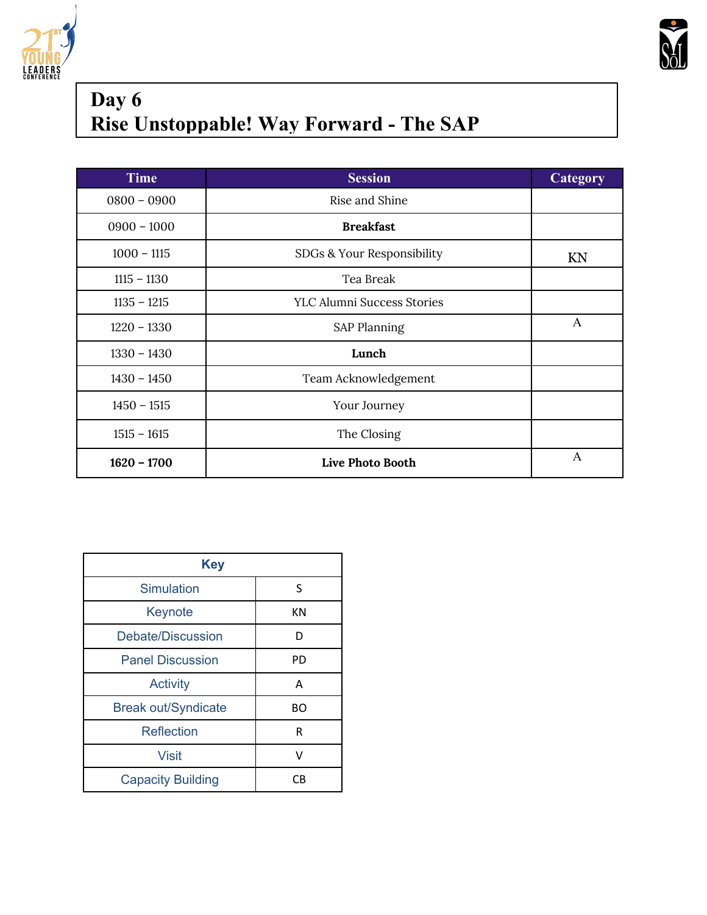## Day 6
## Rise Unstoppable! Way Forward - The SAP

| Time | Session | Category |
|---|---|---|
| 0800 – 0900 | Rise and Shine | |
| 0900 – 1000 | **Breakfast** | |
| 1000 – 1115 | SDGs & Your Responsibility | KN |
| 1115 – 1130 | Tea Break | |
| 1135 – 1215 | YLC Alumni Success Stories | |
| 1220 – 1330 | SAP Planning | A |
| 1330 – 1430 | **Lunch** | |
| 1430 – 1450 | Team Acknowledgement | |
| 1450 – 1515 | Your Journey | |
| 1515 – 1615 | The Closing | |
| **1620 – 1700** | **Live Photo Booth** | A |

| Key | |
|---|---|
| Simulation | S |
| Keynote | KN |
| Debate/Discussion | D |
| Panel Discussion | PD |
| Activity | A |
| Break out/Syndicate | BO |
| Reflection | R |
| Visit | V |
| Capacity Building | CB |